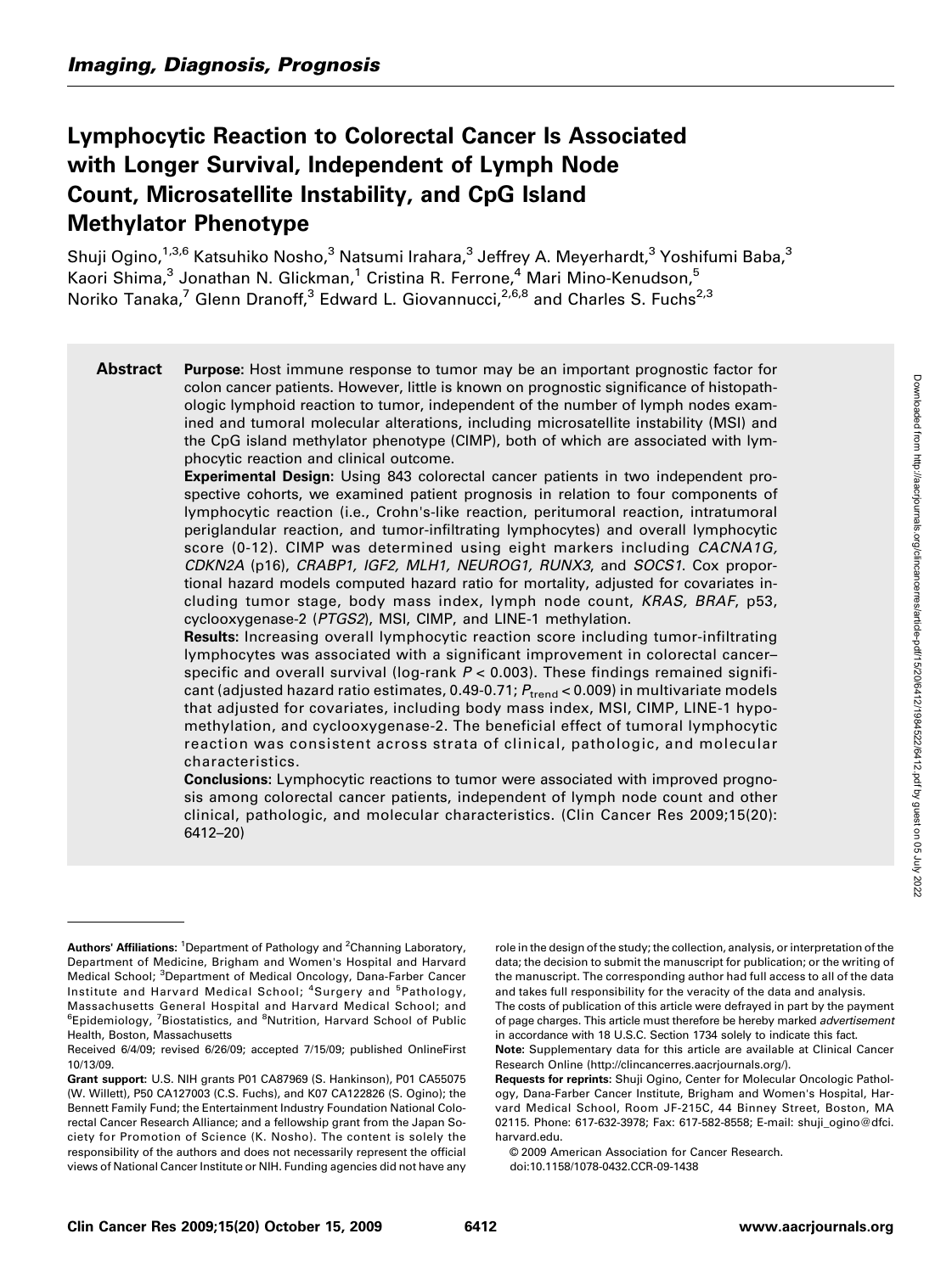## Imaging, Diagnosis, Prognosis

# Lymphocytic Reaction to Colorectal Cancer Is Associated with Longer Survival, Independent of Lymph Node Count, Microsatellite Instability, and CpG Island Methylator Phenotype

Shuji Ogino,[1,3,6] Katsuhiko Nosho,[3] Natsumi Irahara,[3] Jeffrey A. Meyerhardt,[3] Yoshifumi Baba,[3] Kaori Shima,[3] Jonathan N. Glickman,[1] Cristina R. Ferrone,[4] Mari Mino-Kenudson,[5] Noriko Tanaka,[7] Glenn Dranoff,[3] Edward L. Giovannucci,[2,6,8] and Charles S. Fuchs[2,3]

**Abstract**

**Purpose:** Host immune response to tumor may be an important prognostic factor for colon cancer patients. However, little is known on prognostic significance of histopathologic lymphoid reaction to tumor, independent of the number of lymph nodes examined and tumoral molecular alterations, including microsatellite instability (MSI) and the CpG island methylator phenotype (CIMP), both of which are associated with lymphocytic reaction and clinical outcome.

**Experimental Design:** Using 843 colorectal cancer patients in two independent prospective cohorts, we examined patient prognosis in relation to four components of lymphocytic reaction (i.e., Crohn's-like reaction, peritumoral reaction, intratumoral periglandular reaction, and tumor-infiltrating lymphocytes) and overall lymphocytic score (0-12). CIMP was determined using eight markers including *CACNA1G, CDKN2A* (p16), *CRABP1, IGF2, MLH1, NEUROG1, RUNX3*, and *SOCS1*. Cox proportional hazard models computed hazard ratio for mortality, adjusted for covariates including tumor stage, body mass index, lymph node count, *KRAS, BRAF*, p53, cyclooxygenase-2 (*PTGS2*), MSI, CIMP, and LINE-1 methylation.

**Results:** Increasing overall lymphocytic reaction score including tumor-infiltrating lymphocytes was associated with a significant improvement in colorectal cancer–specific and overall survival (log-rank $P < 0.003$). These findings remained significant (adjusted hazard ratio estimates, 0.49-0.71; $P_{trend} < 0.009$) in multivariate models that adjusted for covariates, including body mass index, MSI, CIMP, LINE-1 hypomethylation, and cyclooxygenase-2. The beneficial effect of tumoral lymphocytic reaction was consistent across strata of clinical, pathologic, and molecular characteristics.

**Conclusions:** Lymphocytic reactions to tumor were associated with improved prognosis among colorectal cancer patients, independent of lymph node count and other clinical, pathologic, and molecular characteristics. (Clin Cancer Res 2009;15(20):6412–20)

---

**Authors' Affiliations:** [1]Department of Pathology and [2]Channing Laboratory, Department of Medicine, Brigham and Women's Hospital and Harvard Medical School; [3]Department of Medical Oncology, Dana-Farber Cancer Institute and Harvard Medical School; [4]Surgery and [5]Pathology, Massachusetts General Hospital and Harvard Medical School; and [6]Epidemiology, [7]Biostatistics, and [8]Nutrition, Harvard School of Public Health, Boston, Massachusetts

Received 6/4/09; revised 6/26/09; accepted 7/15/09; published OnlineFirst 10/13/09.

**Grant support:** U.S. NIH grants P01 CA87969 (S. Hankinson), P01 CA55075 (W. Willett), P50 CA127003 (C.S. Fuchs), and K07 CA122826 (S. Ogino); the Bennett Family Fund; the Entertainment Industry Foundation National Colorectal Cancer Research Alliance; and a fellowship grant from the Japan Society for Promotion of Science (K. Nosho). The content is solely the responsibility of the authors and does not necessarily represent the official views of National Cancer Institute or NIH. Funding agencies did not have any role in the design of the study; the collection, analysis, or interpretation of the data; the decision to submit the manuscript for publication; or the writing of the manuscript. The corresponding author had full access to all of the data and takes full responsibility for the veracity of the data and analysis.

The costs of publication of this article were defrayed in part by the payment of page charges. This article must therefore be hereby marked *advertisement* in accordance with 18 U.S.C. Section 1734 solely to indicate this fact.

**Note:** Supplementary data for this article are available at Clinical Cancer Research Online (http://clincancerres.aacrjournals.org/).

**Requests for reprints:** Shuji Ogino, Center for Molecular Oncologic Pathology, Dana-Farber Cancer Institute, Brigham and Women's Hospital, Harvard Medical School, Room JF-215C, 44 Binney Street, Boston, MA 02115. Phone: 617-632-3978; Fax: 617-582-8558; E-mail: shuji_ogino@dfci.harvard.edu.

© 2009 American Association for Cancer Research.
doi:10.1158/1078-0432.CCR-09-1438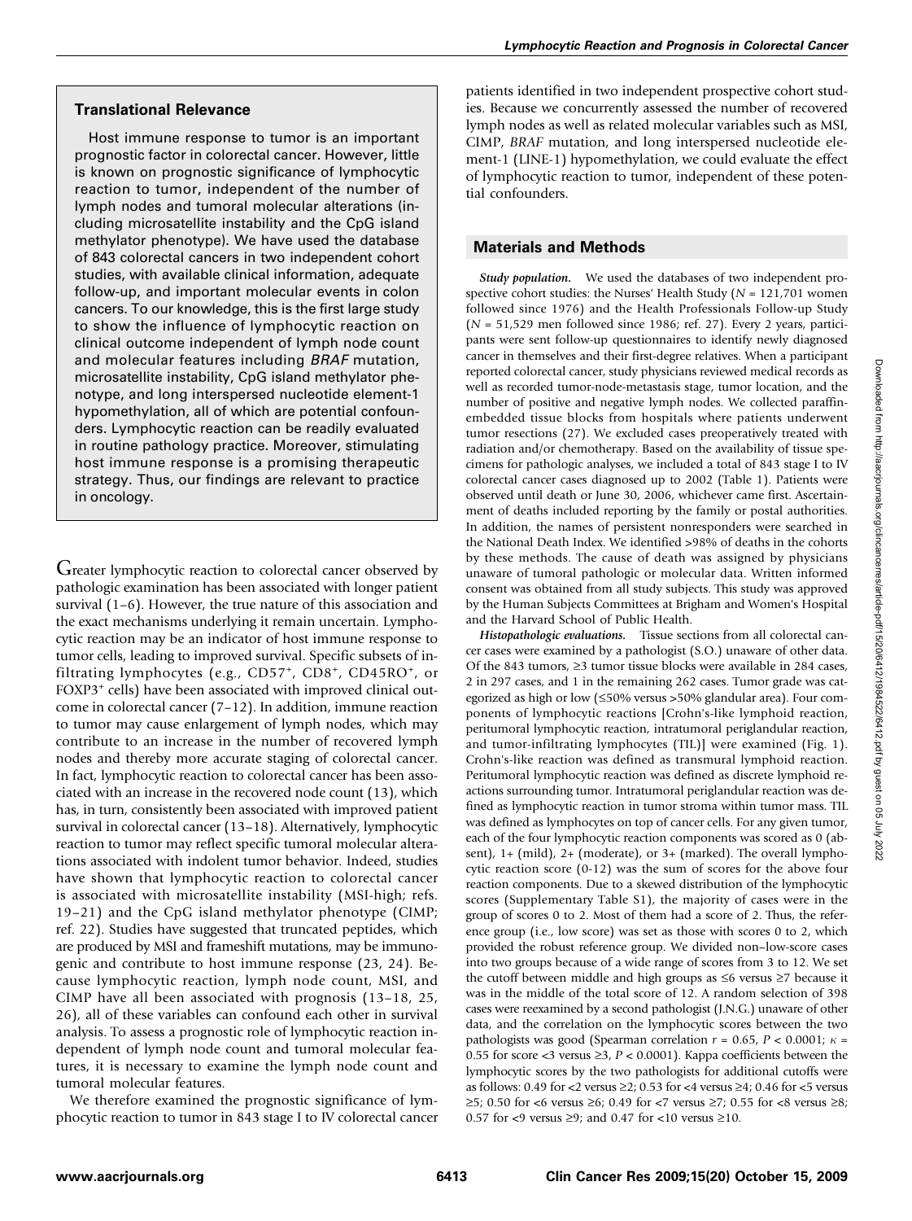## Translational Relevance

Host immune response to tumor is an important prognostic factor in colorectal cancer. However, little is known on prognostic significance of lymphocytic reaction to tumor, independent of the number of lymph nodes and tumoral molecular alterations (including microsatellite instability and the CpG island methylator phenotype). We have used the database of 843 colorectal cancers in two independent cohort studies, with available clinical information, adequate follow-up, and important molecular events in colon cancers. To our knowledge, this is the first large study to show the influence of lymphocytic reaction on clinical outcome independent of lymph node count and molecular features including *BRAF* mutation, microsatellite instability, CpG island methylator phenotype, and long interspersed nucleotide element-1 hypomethylation, all of which are potential confounders. Lymphocytic reaction can be readily evaluated in routine pathology practice. Moreover, stimulating host immune response is a promising therapeutic strategy. Thus, our findings are relevant to practice in oncology.

Greater lymphocytic reaction to colorectal cancer observed by pathologic examination has been associated with longer patient survival (1–6). However, the true nature of this association and the exact mechanisms underlying it remain uncertain. Lymphocytic reaction may be an indicator of host immune response to tumor cells, leading to improved survival. Specific subsets of infiltrating lymphocytes (e.g., $CD57^+$, $CD8^+$, $CD45RO^+$, or $FOXP3^+$ cells) have been associated with improved clinical outcome in colorectal cancer (7–12). In addition, immune reaction to tumor may cause enlargement of lymph nodes, which may contribute to an increase in the number of recovered lymph nodes and thereby more accurate staging of colorectal cancer. In fact, lymphocytic reaction to colorectal cancer has been associated with an increase in the recovered node count (13), which has, in turn, consistently been associated with improved patient survival in colorectal cancer (13–18). Alternatively, lymphocytic reaction to tumor may reflect specific tumoral molecular alterations associated with indolent tumor behavior. Indeed, studies have shown that lymphocytic reaction to colorectal cancer is associated with microsatellite instability (MSI-high; refs. 19–21) and the CpG island methylator phenotype (CIMP; ref. 22). Studies have suggested that truncated peptides, which are produced by MSI and frameshift mutations, may be immunogenic and contribute to host immune response (23, 24). Because lymphocytic reaction, lymph node count, MSI, and CIMP have all been associated with prognosis (13–18, 25, 26), all of these variables can confound each other in survival analysis. To assess a prognostic role of lymphocytic reaction independent of lymph node count and tumoral molecular features, it is necessary to examine the lymph node count and tumoral molecular features.

We therefore examined the prognostic significance of lymphocytic reaction to tumor in 843 stage I to IV colorectal cancer patients identified in two independent prospective cohort studies. Because we concurrently assessed the number of recovered lymph nodes as well as related molecular variables such as MSI, CIMP, *BRAF* mutation, and long interspersed nucleotide element-1 (LINE-1) hypomethylation, we could evaluate the effect of lymphocytic reaction to tumor, independent of these potential confounders.

## Materials and Methods

***Study population.*** We used the databases of two independent prospective cohort studies: the Nurses' Health Study ($N$ = 121,701 women followed since 1976) and the Health Professionals Follow-up Study ($N$ = 51,529 men followed since 1986; ref. 27). Every 2 years, participants were sent follow-up questionnaires to identify newly diagnosed cancer in themselves and their first-degree relatives. When a participant reported colorectal cancer, study physicians reviewed medical records as well as recorded tumor-node-metastasis stage, tumor location, and the number of positive and negative lymph nodes. We collected paraffin-embedded tissue blocks from hospitals where patients underwent tumor resections (27). We excluded cases preoperatively treated with radiation and/or chemotherapy. Based on the availability of tissue specimens for pathologic analyses, we included a total of 843 stage I to IV colorectal cancer cases diagnosed up to 2002 (Table 1). Patients were observed until death or June 30, 2006, whichever came first. Ascertainment of deaths included reporting by the family or postal authorities. In addition, the names of persistent nonresponders were searched in the National Death Index. We identified >98% of deaths in the cohorts by these methods. The cause of death was assigned by physicians unaware of tumoral pathologic or molecular data. Written informed consent was obtained from all study subjects. This study was approved by the Human Subjects Committees at Brigham and Women's Hospital and the Harvard School of Public Health.

***Histopathologic evaluations.*** Tissue sections from all colorectal cancer cases were examined by a pathologist (S.O.) unaware of other data. Of the 843 tumors, ≥3 tumor tissue blocks were available in 284 cases, 2 in 297 cases, and 1 in the remaining 262 cases. Tumor grade was categorized as high or low (≤50% versus >50% glandular area). Four components of lymphocytic reactions [Crohn's-like lymphoid reaction, peritumoral lymphocytic reaction, intratumoral periglandular reaction, and tumor-infiltrating lymphocytes (TIL)] were examined (Fig. 1). Crohn's-like reaction was defined as transmural lymphoid reaction. Peritumoral lymphocytic reaction was defined as discrete lymphoid reactions surrounding tumor. Intratumoral periglandular reaction was defined as lymphocytic reaction in tumor stroma within tumor mass. TIL was defined as lymphocytes on top of cancer cells. For any given tumor, each of the four lymphocytic reaction components was scored as 0 (absent), 1+ (mild), 2+ (moderate), or 3+ (marked). The overall lymphocytic reaction score (0-12) was the sum of scores for the above four reaction components. Due to a skewed distribution of the lymphocytic scores (Supplementary Table S1), the majority of cases were in the group of scores 0 to 2. Most of them had a score of 2. Thus, the reference group (i.e., low score) was set as those with scores 0 to 2, which provided the robust reference group. We divided non–low-score cases into two groups because of a wide range of scores from 3 to 12. We set the cutoff between middle and high groups as ≤6 versus ≥7 because it was in the middle of the total score of 12. A random selection of 398 cases were reexamined by a second pathologist (J.N.G.) unaware of other data, and the correlation on the lymphocytic scores between the two pathologists was good (Spearman correlation $r$ = 0.65, $P$ < 0.0001; $\kappa$ = 0.55 for score <3 versus ≥3, $P$ < 0.0001). Kappa coefficients between the lymphocytic scores by the two pathologists for additional cutoffs were as follows: 0.49 for <2 versus ≥2; 0.53 for <4 versus ≥4; 0.46 for <5 versus ≥5; 0.50 for <6 versus ≥6; 0.49 for <7 versus ≥7; 0.55 for <8 versus ≥8; 0.57 for <9 versus ≥9; and 0.47 for <10 versus ≥10.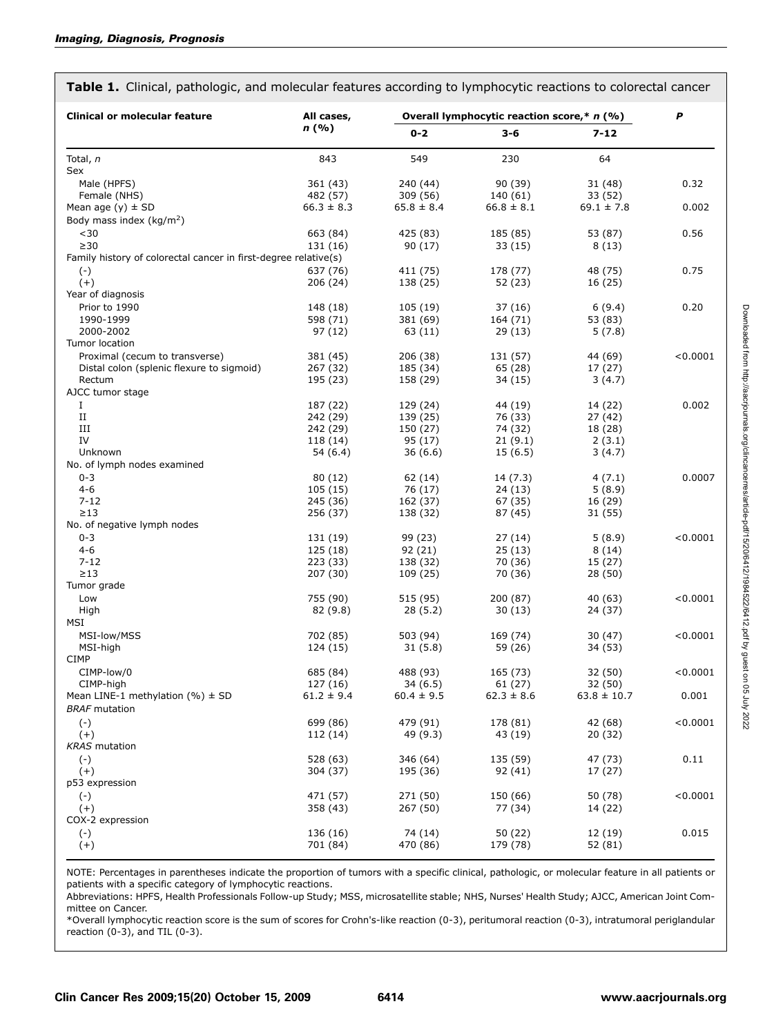**Table 1.** Clinical, pathologic, and molecular features according to lymphocytic reactions to colorectal cancer

| Clinical or molecular feature | All cases, n (%) | Overall lymphocytic reaction score,* n (%) | | | P |
|---|---|---|---|---|---|
| | | 0-2 | 3-6 | 7-12 | |
| Total, n | 843 | 549 | 230 | 64 | |
| Sex | | | | | |
| Male (HPFS) | 361 (43) | 240 (44) | 90 (39) | 31 (48) | 0.32 |
| Female (NHS) | 482 (57) | 309 (56) | 140 (61) | 33 (52) | |
| Mean age (y) ± SD | 66.3 ± 8.3 | 65.8 ± 8.4 | 66.8 ± 8.1 | 69.1 ± 7.8 | 0.002 |
| Body mass index (kg/m$^2$) | | | | | |
| <30 | 663 (84) | 425 (83) | 185 (85) | 53 (87) | 0.56 |
| ≥30 | 131 (16) | 90 (17) | 33 (15) | 8 (13) | |
| Family history of colorectal cancer in first-degree relative(s) | | | | | |
| (-) | 637 (76) | 411 (75) | 178 (77) | 48 (75) | 0.75 |
| (+) | 206 (24) | 138 (25) | 52 (23) | 16 (25) | |
| Year of diagnosis | | | | | |
| Prior to 1990 | 148 (18) | 105 (19) | 37 (16) | 6 (9.4) | 0.20 |
| 1990-1999 | 598 (71) | 381 (69) | 164 (71) | 53 (83) | |
| 2000-2002 | 97 (12) | 63 (11) | 29 (13) | 5 (7.8) | |
| Tumor location | | | | | |
| Proximal (cecum to transverse) | 381 (45) | 206 (38) | 131 (57) | 44 (69) | <0.0001 |
| Distal colon (splenic flexure to sigmoid) | 267 (32) | 185 (34) | 65 (28) | 17 (27) | |
| Rectum | 195 (23) | 158 (29) | 34 (15) | 3 (4.7) | |
| AJCC tumor stage | | | | | |
| I | 187 (22) | 129 (24) | 44 (19) | 14 (22) | 0.002 |
| II | 242 (29) | 139 (25) | 76 (33) | 27 (42) | |
| III | 242 (29) | 150 (27) | 74 (32) | 18 (28) | |
| IV | 118 (14) | 95 (17) | 21 (9.1) | 2 (3.1) | |
| Unknown | 54 (6.4) | 36 (6.6) | 15 (6.5) | 3 (4.7) | |
| No. of lymph nodes examined | | | | | |
| 0-3 | 80 (12) | 62 (14) | 14 (7.3) | 4 (7.1) | 0.0007 |
| 4-6 | 105 (15) | 76 (17) | 24 (13) | 5 (8.9) | |
| 7-12 | 245 (36) | 162 (37) | 67 (35) | 16 (29) | |
| ≥13 | 256 (37) | 138 (32) | 87 (45) | 31 (55) | |
| No. of negative lymph nodes | | | | | |
| 0-3 | 131 (19) | 99 (23) | 27 (14) | 5 (8.9) | <0.0001 |
| 4-6 | 125 (18) | 92 (21) | 25 (13) | 8 (14) | |
| 7-12 | 223 (33) | 138 (32) | 70 (36) | 15 (27) | |
| ≥13 | 207 (30) | 109 (25) | 70 (36) | 28 (50) | |
| Tumor grade | | | | | |
| Low | 755 (90) | 515 (95) | 200 (87) | 40 (63) | <0.0001 |
| High | 82 (9.8) | 28 (5.2) | 30 (13) | 24 (37) | |
| MSI | | | | | |
| MSI-low/MSS | 702 (85) | 503 (94) | 169 (74) | 30 (47) | <0.0001 |
| MSI-high | 124 (15) | 31 (5.8) | 59 (26) | 34 (53) | |
| CIMP | | | | | |
| CIMP-low/0 | 685 (84) | 488 (93) | 165 (73) | 32 (50) | <0.0001 |
| CIMP-high | 127 (16) | 34 (6.5) | 61 (27) | 32 (50) | |
| Mean LINE-1 methylation (%) ± SD | 61.2 ± 9.4 | 60.4 ± 9.5 | 62.3 ± 8.6 | 63.8 ± 10.7 | 0.001 |
| *BRAF* mutation | | | | | |
| (-) | 699 (86) | 479 (91) | 178 (81) | 42 (68) | <0.0001 |
| (+) | 112 (14) | 49 (9.3) | 43 (19) | 20 (32) | |
| *KRAS* mutation | | | | | |
| (-) | 528 (63) | 346 (64) | 135 (59) | 47 (73) | 0.11 |
| (+) | 304 (37) | 195 (36) | 92 (41) | 17 (27) | |
| p53 expression | | | | | |
| (-) | 471 (57) | 271 (50) | 150 (66) | 50 (78) | <0.0001 |
| (+) | 358 (43) | 267 (50) | 77 (34) | 14 (22) | |
| COX-2 expression | | | | | |
| (-) | 136 (16) | 74 (14) | 50 (22) | 12 (19) | 0.015 |
| (+) | 701 (84) | 470 (86) | 179 (78) | 52 (81) | |

NOTE: Percentages in parentheses indicate the proportion of tumors with a specific clinical, pathologic, or molecular feature in all patients or patients with a specific category of lymphocytic reactions.

Abbreviations: HPFS, Health Professionals Follow-up Study; MSS, microsatellite stable; NHS, Nurses' Health Study; AJCC, American Joint Committee on Cancer.

*Overall lymphocytic reaction score is the sum of scores for Crohn's-like reaction (0-3), peritumoral reaction (0-3), intratumoral periglandular reaction (0-3), and TIL (0-3).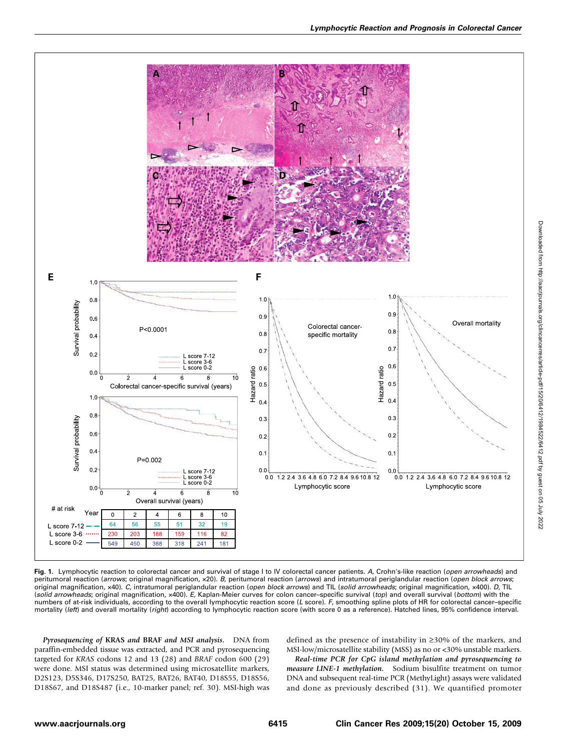**Fig. 1.** Lymphocytic reaction to colorectal cancer and survival of stage I to IV colorectal cancer patients. *A,* Crohn's-like reaction (*open arrowheads*) and peritumoral reaction (*arrows*; original magnification, ×20). *B,* peritumoral reaction (*arrows*) and intratumoral periglandular reaction (*open block arrows*; original magnification, ×40). *C,* intratumoral periglandular reaction (*open block arrows*) and TIL (*solid arrowheads*; original magnification, ×400). *D,* TIL (*solid arrowheads*; original magnification, ×400). *E,* Kaplan-Meier curves for colon cancer–specific survival (*top*) and overall survival (*bottom*) with the numbers of at-risk individuals, according to the overall lymphocytic reaction score (*L* score). *F,* smoothing spline plots of HR for colorectal cancer–specific mortality (*left*) and overall mortality (*right*) according to lymphocytic reaction score (with score 0 as a reference). Hatched lines, 95% confidence interval.

*Pyrosequencing of* KRAS *and* BRAF *and MSI analysis.* DNA from paraffin-embedded tissue was extracted, and PCR and pyrosequencing targeted for *KRAS* codons 12 and 13 (28) and *BRAF* codon 600 (29) were done. MSI status was determined using microsatellite markers, D2S123, D5S346, D17S250, BAT25, BAT26, BAT40, D18S55, D18S56, D18S67, and D18S487 (i.e., 10-marker panel; ref. 30). MSI-high was defined as the presence of instability in ≥30% of the markers, and MSI-low/microsatellite stability (MSS) as no or <30% unstable markers.

*Real-time PCR for CpG island methylation and pyrosequencing to measure LINE-1 methylation.* Sodium bisulfite treatment on tumor DNA and subsequent real-time PCR (MethyLight) assays were validated and done as previously described (31). We quantified promoter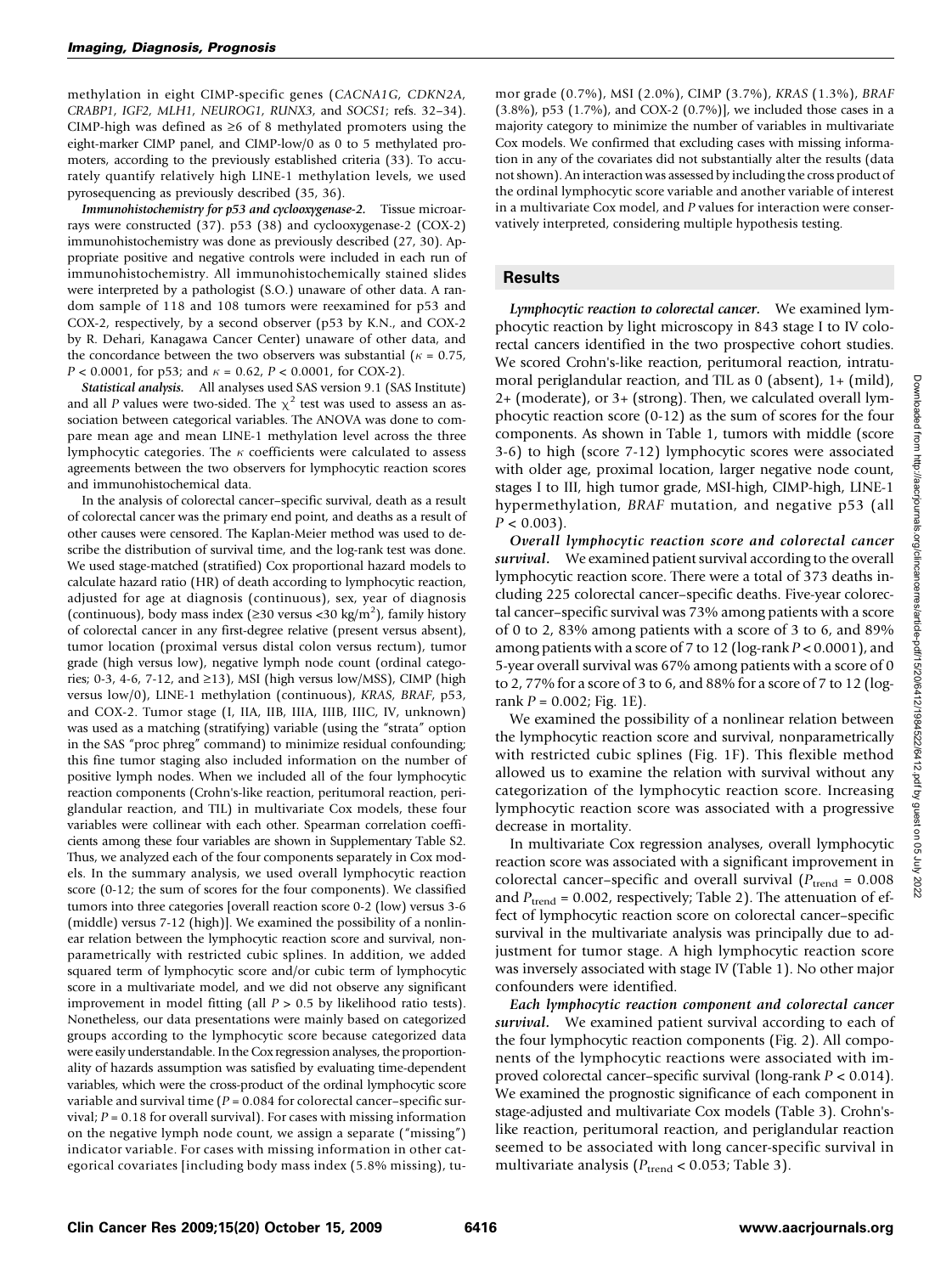methylation in eight CIMP-specific genes (*CACNA1G*, *CDKN2A*, *CRABP1*, *IGF2*, *MLH1*, *NEUROG1*, *RUNX3*, and *SOCS1*; refs. 32–34). CIMP-high was defined as ≥6 of 8 methylated promoters using the eight-marker CIMP panel, and CIMP-low/0 as 0 to 5 methylated promoters, according to the previously established criteria (33). To accurately quantify relatively high LINE-1 methylation levels, we used pyrosequencing as previously described (35, 36).

***Immunohistochemistry for p53 and cyclooxygenase-2.*** Tissue microarrays were constructed (37). p53 (38) and cyclooxygenase-2 (COX-2) immunohistochemistry was done as previously described (27, 30). Appropriate positive and negative controls were included in each run of immunohistochemistry. All immunohistochemically stained slides were interpreted by a pathologist (S.O.) unaware of other data. A random sample of 118 and 108 tumors were reexamined for p53 and COX-2, respectively, by a second observer (p53 by K.N., and COX-2 by R. Dehari, Kanagawa Cancer Center) unaware of other data, and the concordance between the two observers was substantial ($\kappa$ = 0.75, $P$ < 0.0001, for p53; and $\kappa$ = 0.62, $P$ < 0.0001, for COX-2).

***Statistical analysis.*** All analyses used SAS version 9.1 (SAS Institute) and all $P$ values were two-sided. The $\chi^2$ test was used to assess an association between categorical variables. The ANOVA was done to compare mean age and mean LINE-1 methylation level across the three lymphocytic categories. The $\kappa$ coefficients were calculated to assess agreements between the two observers for lymphocytic reaction scores and immunohistochemical data.

In the analysis of colorectal cancer–specific survival, death as a result of colorectal cancer was the primary end point, and deaths as a result of other causes were censored. The Kaplan-Meier method was used to describe the distribution of survival time, and the log-rank test was done. We used stage-matched (stratified) Cox proportional hazard models to calculate hazard ratio (HR) of death according to lymphocytic reaction, adjusted for age at diagnosis (continuous), sex, year of diagnosis (continuous), body mass index (≥30 versus <30 kg/m$^2$), family history of colorectal cancer in any first-degree relative (present versus absent), tumor location (proximal versus distal colon versus rectum), tumor grade (high versus low), negative lymph node count (ordinal categories; 0-3, 4-6, 7-12, and ≥13), MSI (high versus low/MSS), CIMP (high versus low/0), LINE-1 methylation (continuous), *KRAS*, *BRAF*, p53, and COX-2. Tumor stage (I, IIA, IIB, IIIA, IIIB, IIIC, IV, unknown) was used as a matching (stratifying) variable (using the "strata" option in the SAS "proc phreg" command) to minimize residual confounding; this fine tumor staging also included information on the number of positive lymph nodes. When we included all of the four lymphocytic reaction components (Crohn's-like reaction, peritumoral reaction, periglandular reaction, and TIL) in multivariate Cox models, these four variables were collinear with each other. Spearman correlation coefficients among these four variables are shown in Supplementary Table S2. Thus, we analyzed each of the four components separately in Cox models. In the summary analysis, we used overall lymphocytic reaction score (0-12; the sum of scores for the four components). We classified tumors into three categories [overall reaction score 0-2 (low) versus 3-6 (middle) versus 7-12 (high)]. We examined the possibility of a nonlinear relation between the lymphocytic reaction score and survival, nonparametrically with restricted cubic splines. In addition, we added squared term of lymphocytic score and/or cubic term of lymphocytic score in a multivariate model, and we did not observe any significant improvement in model fitting (all $P$ > 0.5 by likelihood ratio tests). Nonetheless, our data presentations were mainly based on categorized groups according to the lymphocytic score because categorized data were easily understandable. In the Cox regression analyses, the proportionality of hazards assumption was satisfied by evaluating time-dependent variables, which were the cross-product of the ordinal lymphocytic score variable and survival time ($P$ = 0.084 for colorectal cancer–specific survival; $P$ = 0.18 for overall survival). For cases with missing information on the negative lymph node count, we assign a separate ("missing") indicator variable. For cases with missing information in other categorical covariates [including body mass index (5.8% missing), tumor grade (0.7%), MSI (2.0%), CIMP (3.7%), *KRAS* (1.3%), *BRAF* (3.8%), p53 (1.7%), and COX-2 (0.7%)], we included those cases in a majority category to minimize the number of variables in multivariate Cox models. We confirmed that excluding cases with missing information in any of the covariates did not substantially alter the results (data not shown). An interaction was assessed by including the cross product of the ordinal lymphocytic score variable and another variable of interest in a multivariate Cox model, and $P$ values for interaction were conservatively interpreted, considering multiple hypothesis testing.

## Results

***Lymphocytic reaction to colorectal cancer.*** We examined lymphocytic reaction by light microscopy in 843 stage I to IV colorectal cancers identified in the two prospective cohort studies. We scored Crohn's-like reaction, peritumoral reaction, intratumoral periglandular reaction, and TIL as 0 (absent), 1+ (mild), 2+ (moderate), or 3+ (strong). Then, we calculated overall lymphocytic reaction score (0-12) as the sum of scores for the four components. As shown in Table 1, tumors with middle (score 3-6) to high (score 7-12) lymphocytic scores were associated with older age, proximal location, larger negative node count, stages I to III, high tumor grade, MSI-high, CIMP-high, LINE-1 hypermethylation, *BRAF* mutation, and negative p53 (all $P$ < 0.003).

***Overall lymphocytic reaction score and colorectal cancer survival.*** We examined patient survival according to the overall lymphocytic reaction score. There were a total of 373 deaths including 225 colorectal cancer–specific deaths. Five-year colorectal cancer–specific survival was 73% among patients with a score of 0 to 2, 83% among patients with a score of 3 to 6, and 89% among patients with a score of 7 to 12 (log-rank $P$ < 0.0001), and 5-year overall survival was 67% among patients with a score of 0 to 2, 77% for a score of 3 to 6, and 88% for a score of 7 to 12 (log-rank $P$ = 0.002; Fig. 1E).

We examined the possibility of a nonlinear relation between the lymphocytic reaction score and survival, nonparametrically with restricted cubic splines (Fig. 1F). This flexible method allowed us to examine the relation with survival without any categorization of the lymphocytic reaction score. Increasing lymphocytic reaction score was associated with a progressive decrease in mortality.

In multivariate Cox regression analyses, overall lymphocytic reaction score was associated with a significant improvement in colorectal cancer–specific and overall survival ($P_{trend}$ = 0.008 and $P_{trend}$ = 0.002, respectively; Table 2). The attenuation of effect of lymphocytic reaction score on colorectal cancer–specific survival in the multivariate analysis was principally due to adjustment for tumor stage. A high lymphocytic reaction score was inversely associated with stage IV (Table 1). No other major confounders were identified.

***Each lymphocytic reaction component and colorectal cancer survival.*** We examined patient survival according to each of the four lymphocytic reaction components (Fig. 2). All components of the lymphocytic reactions were associated with improved colorectal cancer–specific survival (long-rank $P$ < 0.014). We examined the prognostic significance of each component in stage-adjusted and multivariate Cox models (Table 3). Crohn's-like reaction, peritumoral reaction, and periglandular reaction seemed to be associated with long cancer-specific survival in multivariate analysis ($P_{trend}$ < 0.053; Table 3).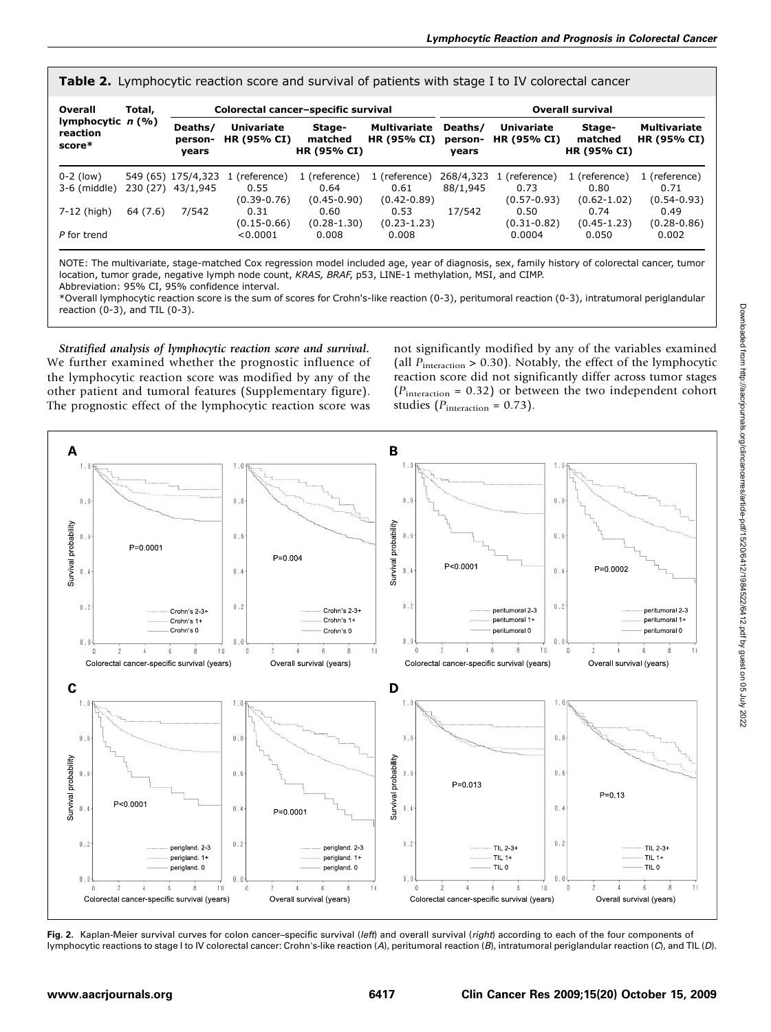**Table 2.** Lymphocytic reaction score and survival of patients with stage I to IV colorectal cancer

| Overall lymphocytic reaction score* | Total, n (%) | Colorectal cancer–specific survival | | | | Overall survival | | | |
|---|---|---|---|---|---|---|---|---|---|
| | | Deaths/ person-years | Univariate HR (95% CI) | Stage-matched HR (95% CI) | Multivariate HR (95% CI) | Deaths/ person-years | Univariate HR (95% CI) | Stage-matched HR (95% CI) | Multivariate HR (95% CI) |
| 0-2 (low) | 549 (65) | 175/4,323 | 1 (reference) | 1 (reference) | 1 (reference) | 268/4,323 | 1 (reference) | 1 (reference) | 1 (reference) |
| 3-6 (middle) | 230 (27) | 43/1,945 | 0.55 (0.39-0.76) | 0.64 (0.45-0.90) | 0.61 (0.42-0.89) | 88/1,945 | 0.73 (0.57-0.93) | 0.80 (0.62-1.02) | 0.71 (0.54-0.93) |
| 7-12 (high) | 64 (7.6) | 7/542 | 0.31 (0.15-0.66) | 0.60 (0.28-1.30) | 0.53 (0.23-1.23) | 17/542 | 0.50 (0.31-0.82) | 0.74 (0.45-1.23) | 0.49 (0.28-0.86) |
| P for trend | | | <0.0001 | 0.008 | 0.008 | | 0.0004 | 0.050 | 0.002 |

NOTE: The multivariate, stage-matched Cox regression model included age, year of diagnosis, sex, family history of colorectal cancer, tumor location, tumor grade, negative lymph node count, *KRAS, BRAF*, p53, LINE-1 methylation, MSI, and CIMP.

Abbreviation: 95% CI, 95% confidence interval.

*Overall lymphocytic reaction score is the sum of scores for Crohn's-like reaction (0-3), peritumoral reaction (0-3), intratumoral periglandular reaction (0-3), and TIL (0-3).

***Stratified analysis of lymphocytic reaction score and survival.*** We further examined whether the prognostic influence of the lymphocytic reaction score was modified by any of the other patient and tumoral features (Supplementary figure). The prognostic effect of the lymphocytic reaction score was not significantly modified by any of the variables examined (all $P_{interaction} > 0.30$). Notably, the effect of the lymphocytic reaction score did not significantly differ across tumor stages ($P_{interaction} = 0.32$) or between the two independent cohort studies ($P_{interaction} = 0.73$).

**Fig. 2.** Kaplan-Meier survival curves for colon cancer–specific survival (*left*) and overall survival (*right*) according to each of the four components of lymphocytic reactions to stage I to IV colorectal cancer: Crohn's-like reaction (*A*), peritumoral reaction (*B*), intratumoral periglandular reaction (*C*), and TIL (*D*).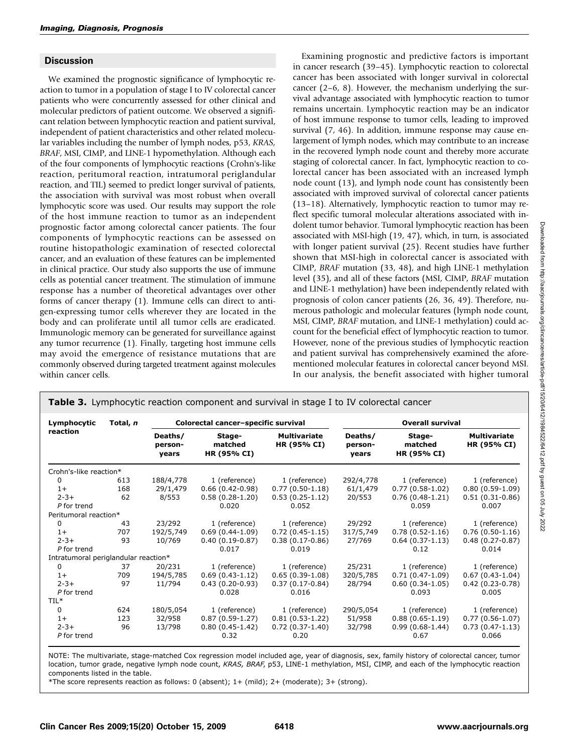## Discussion

We examined the prognostic significance of lymphocytic reaction to tumor in a population of stage I to IV colorectal cancer patients who were concurrently assessed for other clinical and molecular predictors of patient outcome. We observed a significant relation between lymphocytic reaction and patient survival, independent of patient characteristics and other related molecular variables including the number of lymph nodes, p53, *KRAS*, *BRAF*, MSI, CIMP, and LINE-1 hypomethylation. Although each of the four components of lymphocytic reactions (Crohn's-like reaction, peritumoral reaction, intratumoral periglandular reaction, and TIL) seemed to predict longer survival of patients, the association with survival was most robust when overall lymphocytic score was used. Our results may support the role of the host immune reaction to tumor as an independent prognostic factor among colorectal cancer patients. The four components of lymphocytic reactions can be assessed on routine histopathologic examination of resected colorectal cancer, and an evaluation of these features can be implemented in clinical practice. Our study also supports the use of immune cells as potential cancer treatment. The stimulation of immune response has a number of theoretical advantages over other forms of cancer therapy (1). Immune cells can direct to antigen-expressing tumor cells wherever they are located in the body and can proliferate until all tumor cells are eradicated. Immunologic memory can be generated for surveillance against any tumor recurrence (1). Finally, targeting host immune cells may avoid the emergence of resistance mutations that are commonly observed during targeted treatment against molecules within cancer cells.

Examining prognostic and predictive factors is important in cancer research (39–45). Lymphocytic reaction to colorectal cancer has been associated with longer survival in colorectal cancer (2–6, 8). However, the mechanism underlying the survival advantage associated with lymphocytic reaction to tumor remains uncertain. Lymphocytic reaction may be an indicator of host immune response to tumor cells, leading to improved survival (7, 46). In addition, immune response may cause enlargement of lymph nodes, which may contribute to an increase in the recovered lymph node count and thereby more accurate staging of colorectal cancer. In fact, lymphocytic reaction to colorectal cancer has been associated with an increased lymph node count (13), and lymph node count has consistently been associated with improved survival of colorectal cancer patients (13–18). Alternatively, lymphocytic reaction to tumor may reflect specific tumoral molecular alterations associated with indolent tumor behavior. Tumoral lymphocytic reaction has been associated with MSI-high (19, 47), which, in turn, is associated with longer patient survival (25). Recent studies have further shown that MSI-high in colorectal cancer is associated with CIMP, *BRAF* mutation (33, 48), and high LINE-1 methylation level (35), and all of these factors (MSI, CIMP, *BRAF* mutation and LINE-1 methylation) have been independently related with prognosis of colon cancer patients (26, 36, 49). Therefore, numerous pathologic and molecular features (lymph node count, MSI, CIMP, *BRAF* mutation, and LINE-1 methylation) could account for the beneficial effect of lymphocytic reaction to tumor. However, none of the previous studies of lymphocytic reaction and patient survival has comprehensively examined the aforementioned molecular features in colorectal cancer beyond MSI. In our analysis, the benefit associated with higher tumoral

**Table 3.** Lymphocytic reaction component and survival in stage I to IV colorectal cancer

| Lymphocytic reaction | Total, *n* | Colorectal cancer–specific survival | | | Overall survival | | |
|---|---|---|---|---|---|---|---|
| | | Deaths/person-years | Stage-matched HR (95% CI) | Multivariate HR (95% CI) | Deaths/person-years | Stage-matched HR (95% CI) | Multivariate HR (95% CI) |
| Crohn's-like reaction* | | | | | | | |
| 0 | 613 | 188/4,778 | 1 (reference) | 1 (reference) | 292/4,778 | 1 (reference) | 1 (reference) |
| 1+ | 168 | 29/1,479 | 0.66 (0.42-0.98) | 0.77 (0.50-1.18) | 61/1,479 | 0.77 (0.58-1.02) | 0.80 (0.59-1.09) |
| 2-3+ | 62 | 8/553 | 0.58 (0.28-1.20) | 0.53 (0.25-1.12) | 20/553 | 0.76 (0.48-1.21) | 0.51 (0.31-0.86) |
| *P* for trend | | | 0.020 | 0.052 | | 0.059 | 0.007 |
| Peritumoral reaction* | | | | | | | |
| 0 | 43 | 23/292 | 1 (reference) | 1 (reference) | 29/292 | 1 (reference) | 1 (reference) |
| 1+ | 707 | 192/5,749 | 0.69 (0.44-1.09) | 0.72 (0.45-1.15) | 317/5,749 | 0.78 (0.52-1.16) | 0.76 (0.50-1.16) |
| 2-3+ | 93 | 10/769 | 0.40 (0.19-0.87) | 0.38 (0.17-0.86) | 27/769 | 0.64 (0.37-1.13) | 0.48 (0.27-0.87) |
| *P* for trend | | | 0.017 | 0.019 | | 0.12 | 0.014 |
| Intratumoral periglandular reaction* | | | | | | | |
| 0 | 37 | 20/231 | 1 (reference) | 1 (reference) | 25/231 | 1 (reference) | 1 (reference) |
| 1+ | 709 | 194/5,785 | 0.69 (0.43-1.12) | 0.65 (0.39-1.08) | 320/5,785 | 0.71 (0.47-1.09) | 0.67 (0.43-1.04) |
| 2-3+ | 97 | 11/794 | 0.43 (0.20-0.93) | 0.37 (0.17-0.84) | 28/794 | 0.60 (0.34-1.05) | 0.42 (0.23-0.78) |
| *P* for trend | | | 0.028 | 0.016 | | 0.093 | 0.005 |
| TIL* | | | | | | | |
| 0 | 624 | 180/5,054 | 1 (reference) | 1 (reference) | 290/5,054 | 1 (reference) | 1 (reference) |
| 1+ | 123 | 32/958 | 0.87 (0.59-1.27) | 0.81 (0.53-1.22) | 51/958 | 0.88 (0.65-1.19) | 0.77 (0.56-1.07) |
| 2-3+ | 96 | 13/798 | 0.80 (0.45-1.42) | 0.72 (0.37-1.40) | 32/798 | 0.99 (0.68-1.44) | 0.73 (0.47-1.13) |
| *P* for trend | | | 0.32 | 0.20 | | 0.67 | 0.066 |

NOTE: The multivariate, stage-matched Cox regression model included age, year of diagnosis, sex, family history of colorectal cancer, tumor location, tumor grade, negative lymph node count, *KRAS*, *BRAF*, p53, LINE-1 methylation, MSI, CIMP, and each of the lymphocytic reaction components listed in the table.

*The score represents reaction as follows: 0 (absent); 1+ (mild); 2+ (moderate); 3+ (strong).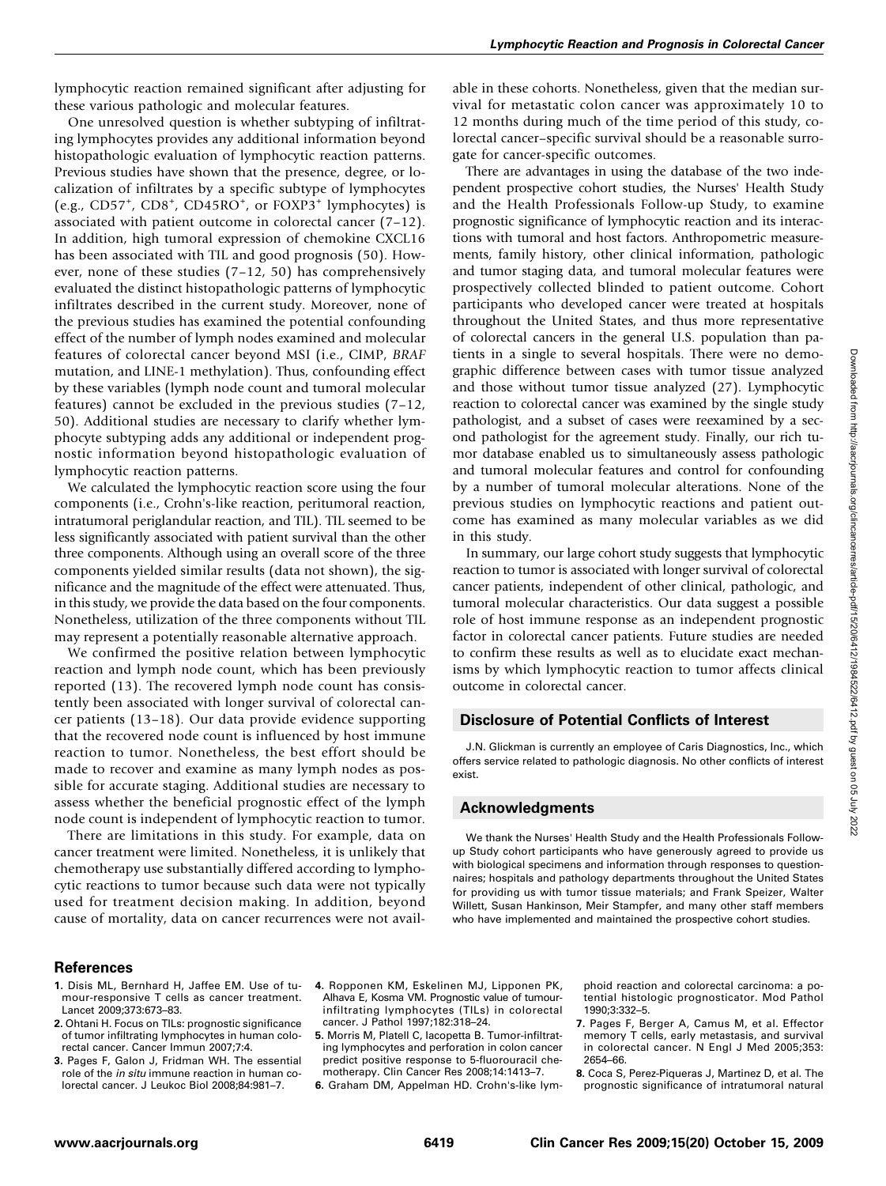lymphocytic reaction remained significant after adjusting for these various pathologic and molecular features.

One unresolved question is whether subtyping of infiltrating lymphocytes provides any additional information beyond histopathologic evaluation of lymphocytic reaction patterns. Previous studies have shown that the presence, degree, or localization of infiltrates by a specific subtype of lymphocytes (e.g., $CD57^+$, $CD8^+$, $CD45RO^+$, or $FOXP3^+$ lymphocytes) is associated with patient outcome in colorectal cancer (7–12). In addition, high tumoral expression of chemokine CXCL16 has been associated with TIL and good prognosis (50). However, none of these studies (7–12, 50) has comprehensively evaluated the distinct histopathologic patterns of lymphocytic infiltrates described in the current study. Moreover, none of the previous studies has examined the potential confounding effect of the number of lymph nodes examined and molecular features of colorectal cancer beyond MSI (i.e., CIMP, *BRAF* mutation, and LINE-1 methylation). Thus, confounding effect by these variables (lymph node count and tumoral molecular features) cannot be excluded in the previous studies (7–12, 50). Additional studies are necessary to clarify whether lymphocyte subtyping adds any additional or independent prognostic information beyond histopathologic evaluation of lymphocytic reaction patterns.

We calculated the lymphocytic reaction score using the four components (i.e., Crohn's-like reaction, peritumoral reaction, intratumoral periglandular reaction, and TIL). TIL seemed to be less significantly associated with patient survival than the other three components. Although using an overall score of the three components yielded similar results (data not shown), the significance and the magnitude of the effect were attenuated. Thus, in this study, we provide the data based on the four components. Nonetheless, utilization of the three components without TIL may represent a potentially reasonable alternative approach.

We confirmed the positive relation between lymphocytic reaction and lymph node count, which has been previously reported (13). The recovered lymph node count has consistently been associated with longer survival of colorectal cancer patients (13–18). Our data provide evidence supporting that the recovered node count is influenced by host immune reaction to tumor. Nonetheless, the best effort should be made to recover and examine as many lymph nodes as possible for accurate staging. Additional studies are necessary to assess whether the beneficial prognostic effect of the lymph node count is independent of lymphocytic reaction to tumor.

There are limitations in this study. For example, data on cancer treatment were limited. Nonetheless, it is unlikely that chemotherapy use substantially differed according to lymphocytic reactions to tumor because such data were not typically used for treatment decision making. In addition, beyond cause of mortality, data on cancer recurrences were not available in these cohorts. Nonetheless, given that the median survival for metastatic colon cancer was approximately 10 to 12 months during much of the time period of this study, colorectal cancer–specific survival should be a reasonable surrogate for cancer-specific outcomes.

There are advantages in using the database of the two independent prospective cohort studies, the Nurses' Health Study and the Health Professionals Follow-up Study, to examine prognostic significance of lymphocytic reaction and its interactions with tumoral and host factors. Anthropometric measurements, family history, other clinical information, pathologic and tumor staging data, and tumoral molecular features were prospectively collected blinded to patient outcome. Cohort participants who developed cancer were treated at hospitals throughout the United States, and thus more representative of colorectal cancers in the general U.S. population than patients in a single to several hospitals. There were no demographic difference between cases with tumor tissue analyzed and those without tumor tissue analyzed (27). Lymphocytic reaction to colorectal cancer was examined by the single study pathologist, and a subset of cases were reexamined by a second pathologist for the agreement study. Finally, our rich tumor database enabled us to simultaneously assess pathologic and tumoral molecular features and control for confounding by a number of tumoral molecular alterations. None of the previous studies on lymphocytic reactions and patient outcome has examined as many molecular variables as we did in this study.

In summary, our large cohort study suggests that lymphocytic reaction to tumor is associated with longer survival of colorectal cancer patients, independent of other clinical, pathologic, and tumoral molecular characteristics. Our data suggest a possible role of host immune response as an independent prognostic factor in colorectal cancer patients. Future studies are needed to confirm these results as well as to elucidate exact mechanisms by which lymphocytic reaction to tumor affects clinical outcome in colorectal cancer.

## Disclosure of Potential Conflicts of Interest

J.N. Glickman is currently an employee of Caris Diagnostics, Inc., which offers service related to pathologic diagnosis. No other conflicts of interest exist.

## Acknowledgments

We thank the Nurses' Health Study and the Health Professionals Follow-up Study cohort participants who have generously agreed to provide us with biological specimens and information through responses to questionnaires; hospitals and pathology departments throughout the United States for providing us with tumor tissue materials; and Frank Speizer, Walter Willett, Susan Hankinson, Meir Stampfer, and many other staff members who have implemented and maintained the prospective cohort studies.

## References

1. Disis ML, Bernhard H, Jaffee EM. Use of tumour-responsive T cells as cancer treatment. Lancet 2009;373:673–83.
2. Ohtani H. Focus on TILs: prognostic significance of tumor infiltrating lymphocytes in human colorectal cancer. Cancer Immun 2007;7:4.
3. Pages F, Galon J, Fridman WH. The essential role of the *in situ* immune reaction in human colorectal cancer. J Leukoc Biol 2008;84:981–7.
4. Ropponen KM, Eskelinen MJ, Lipponen PK, Alhava E, Kosma VM. Prognostic value of tumour-infiltrating lymphocytes (TILs) in colorectal cancer. J Pathol 1997;182:318–24.
5. Morris M, Platell C, Iacopetta B. Tumor-infiltrating lymphocytes and perforation in colon cancer predict positive response to 5-fluorouracil chemotherapy. Clin Cancer Res 2008;14:1413–7.
6. Graham DM, Appelman HD. Crohn's-like lymphoid reaction and colorectal carcinoma: a potential histologic prognosticator. Mod Pathol 1990;3:332–5.
7. Pages F, Berger A, Camus M, et al. Effector memory T cells, early metastasis, and survival in colorectal cancer. N Engl J Med 2005;353:2654–66.
8. Coca S, Perez-Piqueras J, Martinez D, et al. The prognostic significance of intratumoral natural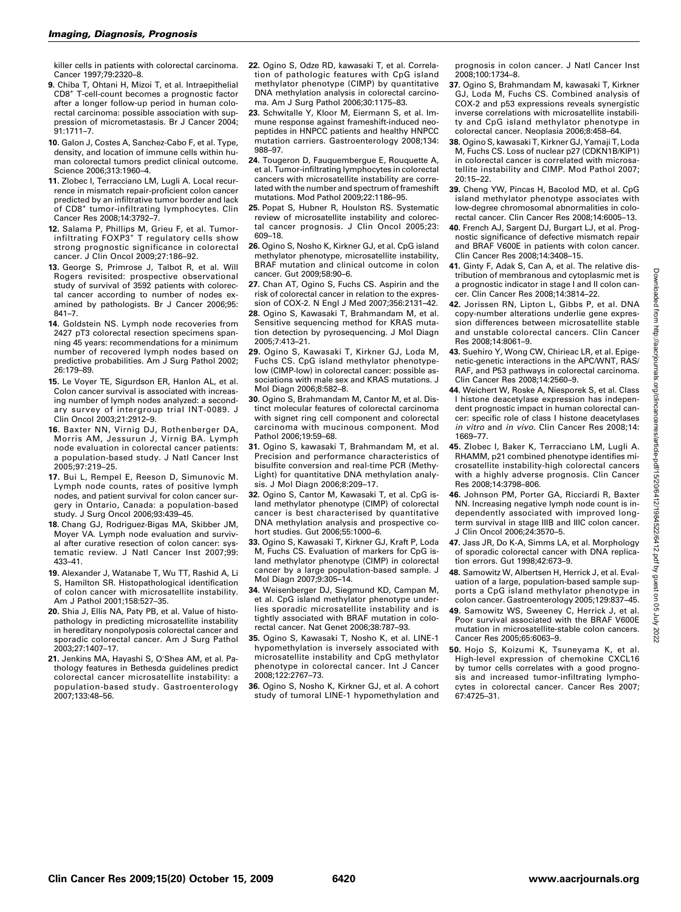killer cells in patients with colorectal carcinoma. Cancer 1997;79:2320–8.

9. Chiba T, Ohtani H, Mizoi T, et al. Intraepithelial CD8+ T-cell-count becomes a prognostic factor after a longer follow-up period in human colorectal carcinoma: possible association with suppression of micrometastasis. Br J Cancer 2004; 91:1711–7.

10. Galon J, Costes A, Sanchez-Cabo F, et al. Type, density, and location of immune cells within human colorectal tumors predict clinical outcome. Science 2006;313:1960–4.

11. Zlobec I, Terracciano LM, Lugli A. Local recurrence in mismatch repair-proficient colon cancer predicted by an infiltrative tumor border and lack of CD8+ tumor-infiltrating lymphocytes. Clin Cancer Res 2008;14:3792–7.

12. Salama P, Phillips M, Grieu F, et al. Tumor-infiltrating FOXP3+ T regulatory cells show strong prognostic significance in colorectal cancer. J Clin Oncol 2009;27:186–92.

13. George S, Primrose J, Talbot R, et al. Will Rogers revisited: prospective observational study of survival of 3592 patients with colorectal cancer according to number of nodes examined by pathologists. Br J Cancer 2006;95: 841–7.

14. Goldstein NS. Lymph node recoveries from 2427 pT3 colorectal resection specimens spanning 45 years: recommendations for a minimum number of recovered lymph nodes based on predictive probabilities. Am J Surg Pathol 2002; 26:179–89.

15. Le Voyer TE, Sigurdson ER, Hanlon AL, et al. Colon cancer survival is associated with increasing number of lymph nodes analyzed: a secondary survey of intergroup trial INT-0089. J Clin Oncol 2003;21:2912–9.

16. Baxter NN, Virnig DJ, Rothenberger DA, Morris AM, Jessurun J, Virnig BA. Lymph node evaluation in colorectal cancer patients: a population-based study. J Natl Cancer Inst 2005;97:219–25.

17. Bui L, Rempel E, Reeson D, Simunovic M. Lymph node counts, rates of positive lymph nodes, and patient survival for colon cancer surgery in Ontario, Canada: a population-based study. J Surg Oncol 2006;93:439–45.

18. Chang GJ, Rodriguez-Bigas MA, Skibber JM, Moyer VA. Lymph node evaluation and survival after curative resection of colon cancer: systematic review. J Natl Cancer Inst 2007;99: 433–41.

19. Alexander J, Watanabe T, Wu TT, Rashid A, Li S, Hamilton SR. Histopathological identification of colon cancer with microsatellite instability. Am J Pathol 2001;158:527–35.

20. Shia J, Ellis NA, Paty PB, et al. Value of histopathology in predicting microsatellite instability in hereditary nonpolyposis colorectal cancer and sporadic colorectal cancer. Am J Surg Pathol 2003;27:1407–17.

21. Jenkins MA, Hayashi S, O'Shea AM, et al. Pathology features in Bethesda guidelines predict colorectal cancer microsatellite instability: a population-based study. Gastroenterology 2007;133:48–56.

22. Ogino S, Odze RD, kawasaki T, et al. Correlation of pathologic features with CpG island methylator phenotype (CIMP) by quantitative DNA methylation analysis in colorectal carcinoma. Am J Surg Pathol 2006;30:1175–83.

23. Schwitalle Y, Kloor M, Eiermann S, et al. Immune response against frameshift-induced neopeptides in HNPCC patients and healthy HNPCC mutation carriers. Gastroenterology 2008;134: 988–97.

24. Tougeron D, Fauquembergue E, Rouquette A, et al. Tumor-infiltrating lymphocytes in colorectal cancers with microsatellite instability are correlated with the number and spectrum of frameshift mutations. Mod Pathol 2009;22:1186–95.

25. Popat S, Hubner R, Houlston RS. Systematic review of microsatellite instability and colorectal cancer prognosis. J Clin Oncol 2005;23: 609–18.

26. Ogino S, Nosho K, Kirkner GJ, et al. CpG island methylator phenotype, microsatellite instability, BRAF mutation and clinical outcome in colon cancer. Gut 2009;58:90–6.

27. Chan AT, Ogino S, Fuchs CS. Aspirin and the risk of colorectal cancer in relation to the expression of COX-2. N Engl J Med 2007;356:2131–42.

28. Ogino S, Kawasaki T, Brahmandam M, et al. Sensitive sequencing method for KRAS mutation detection by pyrosequencing. J Mol Diagn 2005;7:413–21.

29. Ogino S, Kawasaki T, Kirkner GJ, Loda M, Fuchs CS. CpG island methylator phenotype-low (CIMP-low) in colorectal cancer: possible associations with male sex and KRAS mutations. J Mol Diagn 2006;8:582–8.

30. Ogino S, Brahmandam M, Cantor M, et al. Distinct molecular features of colorectal carcinoma with signet ring cell component and colorectal carcinoma with mucinous component. Mod Pathol 2006;19:59–68.

31. Ogino S, kawasaki T, Brahmandam M, et al. Precision and performance characteristics of bisulfite conversion and real-time PCR (MethyLight) for quantitative DNA methylation analysis. J Mol Diagn 2006;8:209–17.

32. Ogino S, Cantor M, Kawasaki T, et al. CpG island methylator phenotype (CIMP) of colorectal cancer is best characterised by quantitative DNA methylation analysis and prospective cohort studies. Gut 2006;55:1000–6.

33. Ogino S, Kawasaki T, Kirkner GJ, Kraft P, Loda M, Fuchs CS. Evaluation of markers for CpG island methylator phenotype (CIMP) in colorectal cancer by a large population-based sample. J Mol Diagn 2007;9:305–14.

34. Weisenberger DJ, Siegmund KD, Campan M, et al. CpG island methylator phenotype underlies sporadic microsatellite instability and is tightly associated with BRAF mutation in colorectal cancer. Nat Genet 2006;38:787–93.

35. Ogino S, Kawasaki T, Nosho K, et al. LINE-1 hypomethylation is inversely associated with microsatellite instability and CpG methylator phenotype in colorectal cancer. Int J Cancer 2008;122:2767–73.

36. Ogino S, Nosho K, Kirkner GJ, et al. A cohort study of tumoral LINE-1 hypomethylation and prognosis in colon cancer. J Natl Cancer Inst 2008;100:1734–8.

37. Ogino S, Brahmandam M, kawasaki T, Kirkner GJ, Loda M, Fuchs CS. Combined analysis of COX-2 and p53 expressions reveals synergistic inverse correlations with microsatellite instability and CpG island methylator phenotype in colorectal cancer. Neoplasia 2006;8:458–64.

38. Ogino S, kawasaki T, Kirkner GJ, Yamaji T, Loda M, Fuchs CS. Loss of nuclear p27 (CDKN1B/KIP1) in colorectal cancer is correlated with microsatellite instability and CIMP. Mod Pathol 2007; 20:15–22.

39. Cheng YW, Pincas H, Bacolod MD, et al. CpG island methylator phenotype associates with low-degree chromosomal abnormalities in colorectal cancer. Clin Cancer Res 2008;14:6005–13.

40. French AJ, Sargent DJ, Burgart LJ, et al. Prognostic significance of defective mismatch repair and BRAF V600E in patients with colon cancer. Clin Cancer Res 2008;14:3408–15.

41. Ginty F, Adak S, Can A, et al. The relative distribution of membranous and cytoplasmic met is a prognostic indicator in stage I and II colon cancer. Clin Cancer Res 2008;14:3814–22.

42. Jorissen RN, Lipton L, Gibbs P, et al. DNA copy-number alterations underlie gene expression differences between microsatellite stable and unstable colorectal cancers. Clin Cancer Res 2008;14:8061–9.

43. Suehiro Y, Wong CW, Chirieac LR, et al. Epigenetic-genetic interactions in the APC/WNT, RAS/RAF, and P53 pathways in colorectal carcinoma. Clin Cancer Res 2008;14:2560–9.

44. Weichert W, Roske A, Niesporek S, et al. Class I histone deacetylase expression has independent prognostic impact in human colorectal cancer: specific role of class I histone deacetylases *in vitro* and *in vivo*. Clin Cancer Res 2008;14: 1669–77.

45. Zlobec I, Baker K, Terracciano LM, Lugli A. RHAMM, p21 combined phenotype identifies microsatellite instability-high colorectal cancers with a highly adverse prognosis. Clin Cancer Res 2008;14:3798–806.

46. Johnson PM, Porter GA, Ricciardi R, Baxter NN. Increasing negative lymph node count is independently associated with improved long-term survival in stage IIIB and IIIC colon cancer. J Clin Oncol 2006;24:3570–5.

47. Jass JR, Do K-A, Simms LA, et al. Morphology of sporadic colorectal cancer with DNA replication errors. Gut 1998;42:673–9.

48. Samowitz W, Albertsen H, Herrick J, et al. Evaluation of a large, population-based sample supports a CpG island methylator phenotype in colon cancer. Gastroenterology 2005;129:837–45.

49. Samowitz WS, Sweeney C, Herrick J, et al. Poor survival associated with the BRAF V600E mutation in microsatellite-stable colon cancers. Cancer Res 2005;65:6063–9.

50. Hojo S, Koizumi K, Tsuneyama K, et al. High-level expression of chemokine CXCL16 by tumor cells correlates with a good prognosis and increased tumor-infiltrating lymphocytes in colorectal cancer. Cancer Res 2007; 67:4725–31.